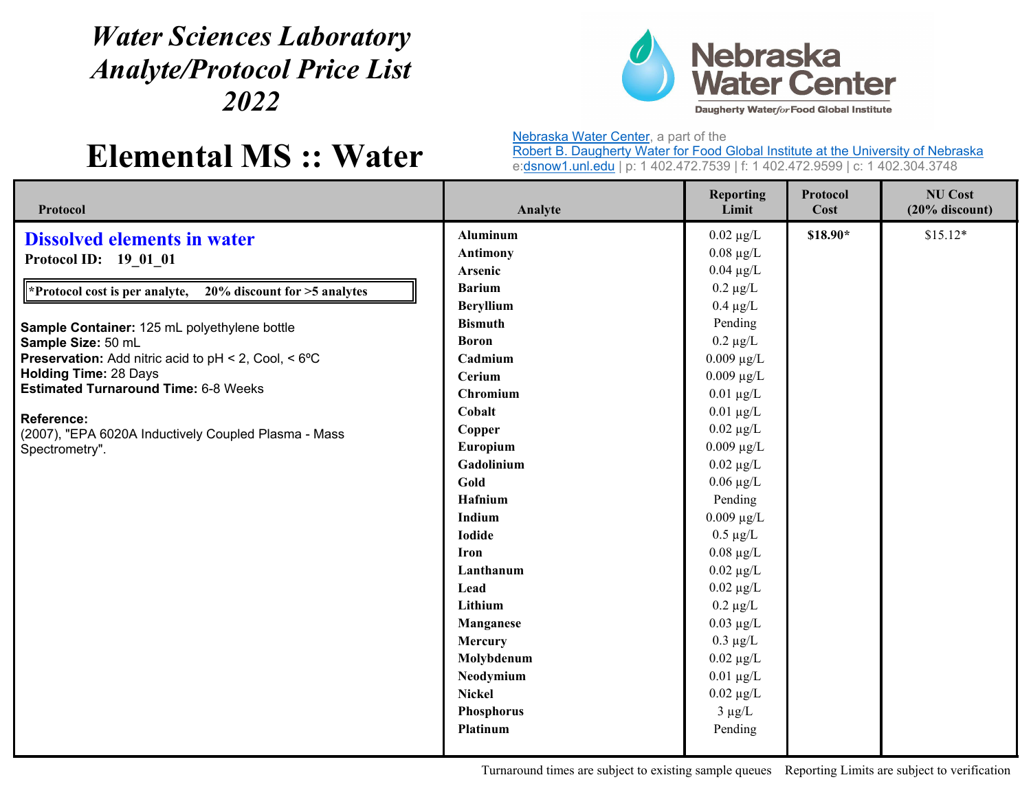# *Water Sciences Laboratory Analyte/Protocol Price List 2022*

# Elemental MS :: Water

Nebraska Water Center
Daugherty Water *for* Food Global Institute

Nebraska Water Center, a part of the
Robert B. Daugherty Water for Food Global Institute at the University of Nebraska
e:dsnow1.unl.edu | p: 1 402.472.7539 | f: 1 402.472.9599 | c: 1 402.304.3748

| Protocol | Analyte | Reporting Limit | Protocol Cost | NU Cost (20% discount) |
|---|---|---|---|---|
| **Dissolved elements in water** | **Aluminum** | 0.02 µg/L | **$18.90*** | $15.12* |
| **Protocol ID: 19_01_01** | **Antimony** | 0.08 µg/L | | |
| | **Arsenic** | 0.04 µg/L | | |
| **\*Protocol cost is per analyte, 20% discount for >5 analytes** | **Barium** | 0.2 µg/L | | |
| | **Beryllium** | 0.4 µg/L | | |
| **Sample Container:** 125 mL polyethylene bottle | **Bismuth** | Pending | | |
| **Sample Size:** 50 mL | **Boron** | 0.2 µg/L | | |
| **Preservation:** Add nitric acid to pH < 2, Cool, < 6ºC | **Cadmium** | 0.009 µg/L | | |
| **Holding Time:** 28 Days | **Cerium** | 0.009 µg/L | | |
| **Estimated Turnaround Time:** 6-8 Weeks | **Chromium** | 0.01 µg/L | | |
| | **Cobalt** | 0.01 µg/L | | |
| **Reference:** | **Copper** | 0.02 µg/L | | |
| (2007), "EPA 6020A Inductively Coupled Plasma - Mass Spectrometry". | **Europium** | 0.009 µg/L | | |
| | **Gadolinium** | 0.02 µg/L | | |
| | **Gold** | 0.06 µg/L | | |
| | **Hafnium** | Pending | | |
| | **Indium** | 0.009 µg/L | | |
| | **Iodide** | 0.5 µg/L | | |
| | **Iron** | 0.08 µg/L | | |
| | **Lanthanum** | 0.02 µg/L | | |
| | **Lead** | 0.02 µg/L | | |
| | **Lithium** | 0.2 µg/L | | |
| | **Manganese** | 0.03 µg/L | | |
| | **Mercury** | 0.3 µg/L | | |
| | **Molybdenum** | 0.02 µg/L | | |
| | **Neodymium** | 0.01 µg/L | | |
| | **Nickel** | 0.02 µg/L | | |
| | **Phosphorus** | 3 µg/L | | |
| | **Platinum** | Pending | | |

Turnaround times are subject to existing sample queues    Reporting Limits are subject to verification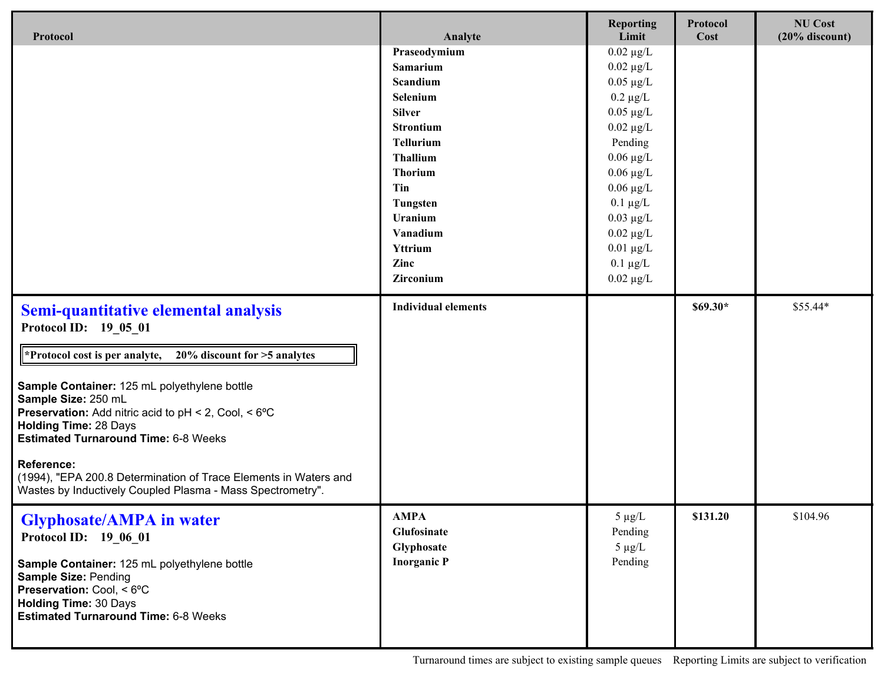| Protocol | Analyte | Reporting Limit | Protocol Cost | NU Cost (20% discount) |
|---|---|---|---|---|
| | **Praseodymium** | 0.02 μg/L | | |
| | **Samarium** | 0.02 μg/L | | |
| | **Scandium** | 0.05 μg/L | | |
| | **Selenium** | 0.2 μg/L | | |
| | **Silver** | 0.05 μg/L | | |
| | **Strontium** | 0.02 μg/L | | |
| | **Tellurium** | Pending | | |
| | **Thallium** | 0.06 μg/L | | |
| | **Thorium** | 0.06 μg/L | | |
| | **Tin** | 0.06 μg/L | | |
| | **Tungsten** | 0.1 μg/L | | |
| | **Uranium** | 0.03 μg/L | | |
| | **Vanadium** | 0.02 μg/L | | |
| | **Yttrium** | 0.01 μg/L | | |
| | **Zinc** | 0.1 μg/L | | |
| | **Zirconium** | 0.02 μg/L | | |
| **Semi-quantitative elemental analysis**<br>**Protocol ID: 19_05_01**<br><br>**\*Protocol cost is per analyte, 20% discount for >5 analytes**<br><br>**Sample Container:** 125 mL polyethylene bottle<br>**Sample Size:** 250 mL<br>**Preservation:** Add nitric acid to pH < 2, Cool, < 6ºC<br>**Holding Time:** 28 Days<br>**Estimated Turnaround Time:** 6-8 Weeks<br><br>**Reference:**<br>(1994), "EPA 200.8 Determination of Trace Elements in Waters and Wastes by Inductively Coupled Plasma - Mass Spectrometry". | **Individual elements** | | **$69.30\*** | $55.44* |
| **Glyphosate/AMPA in water**<br>**Protocol ID: 19_06_01**<br><br>**Sample Container:** 125 mL polyethylene bottle<br>**Sample Size:** Pending<br>**Preservation:** Cool, < 6ºC<br>**Holding Time:** 30 Days<br>**Estimated Turnaround Time:** 6-8 Weeks | **AMPA**<br>**Glufosinate**<br>**Glyphosate**<br>**Inorganic P** | 5 μg/L<br>Pending<br>5 μg/L<br>Pending | **$131.20** | $104.96 |

Turnaround times are subject to existing sample queues    Reporting Limits are subject to verification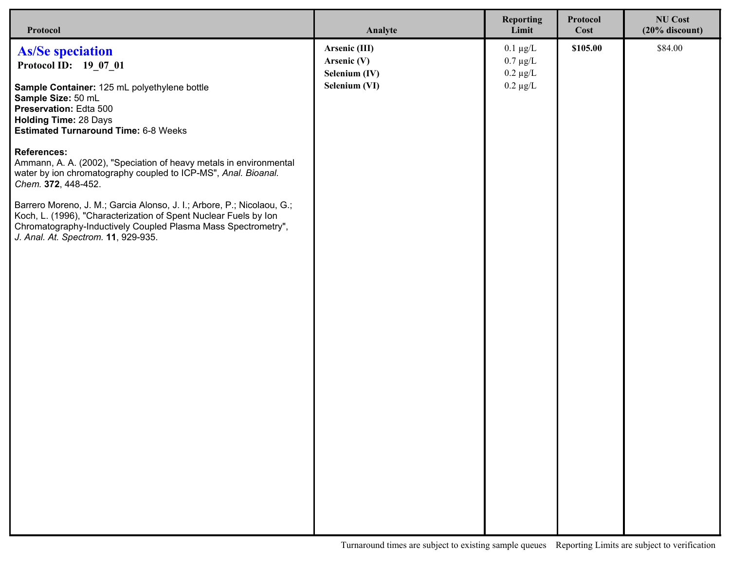| Protocol | Analyte | Reporting Limit | Protocol Cost | NU Cost (20% discount) |
| --- | --- | --- | --- | --- |
| **As/Se speciation**<br>**Protocol ID: 19_07_01**<br><br>**Sample Container:** 125 mL polyethylene bottle<br>**Sample Size:** 50 mL<br>**Preservation:** Edta 500<br>**Holding Time:** 28 Days<br>**Estimated Turnaround Time:** 6-8 Weeks<br><br>**References:**<br>Ammann, A. A. (2002), "Speciation of heavy metals in environmental water by ion chromatography coupled to ICP-MS", *Anal. Bioanal. Chem.* **372**, 448-452.<br><br>Barrero Moreno, J. M.; Garcia Alonso, J. I.; Arbore, P.; Nicolaou, G.; Koch, L. (1996), "Characterization of Spent Nuclear Fuels by Ion Chromatography-Inductively Coupled Plasma Mass Spectrometry", *J. Anal. At. Spectrom.* **11**, 929-935. | **Arsenic (III)**<br>**Arsenic (V)**<br>**Selenium (IV)**<br>**Selenium (VI)** | 0.1 µg/L<br>0.7 µg/L<br>0.2 µg/L<br>0.2 µg/L | **$105.00** | $84.00 |

Turnaround times are subject to existing sample queues    Reporting Limits are subject to verification